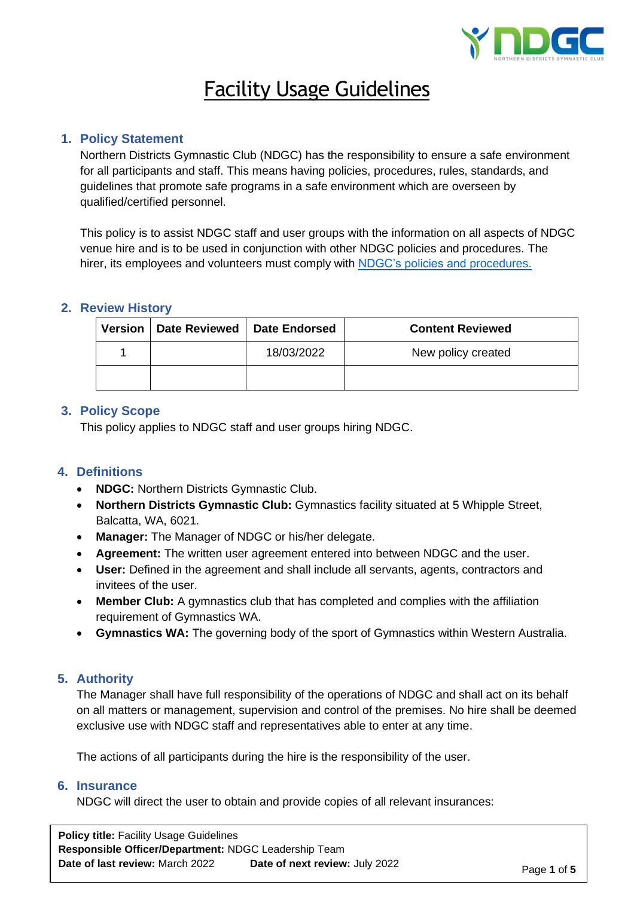# Facility Usage Guidelines

## 1. Policy Statement

Northern Districts Gymnastic Club (NDGC) has the responsibility to ensure a safe environment for all participants and staff. This means having policies, procedures, rules, standards, and guidelines that promote safe programs in a safe environment which are overseen by qualified/certified personnel.

This policy is to assist NDGC staff and user groups with the information on all aspects of NDGC venue hire and is to be used in conjunction with other NDGC policies and procedures. The hirer, its employees and volunteers must comply with NDGC's policies and procedures.

## 2. Review History

| Version | Date Reviewed | Date Endorsed | Content Reviewed |
|---|---|---|---|
| 1 | | 18/03/2022 | New policy created |
| | | | |

## 3. Policy Scope

This policy applies to NDGC staff and user groups hiring NDGC.

## 4. Definitions

- **NDGC:** Northern Districts Gymnastic Club.
- **Northern Districts Gymnastic Club:** Gymnastics facility situated at 5 Whipple Street, Balcatta, WA, 6021.
- **Manager:** The Manager of NDGC or his/her delegate.
- **Agreement:** The written user agreement entered into between NDGC and the user.
- **User:** Defined in the agreement and shall include all servants, agents, contractors and invitees of the user.
- **Member Club:** A gymnastics club that has completed and complies with the affiliation requirement of Gymnastics WA.
- **Gymnastics WA:** The governing body of the sport of Gymnastics within Western Australia.

## 5. Authority

The Manager shall have full responsibility of the operations of NDGC and shall act on its behalf on all matters or management, supervision and control of the premises. No hire shall be deemed exclusive use with NDGC staff and representatives able to enter at any time.

The actions of all participants during the hire is the responsibility of the user.

## 6. Insurance

NDGC will direct the user to obtain and provide copies of all relevant insurances: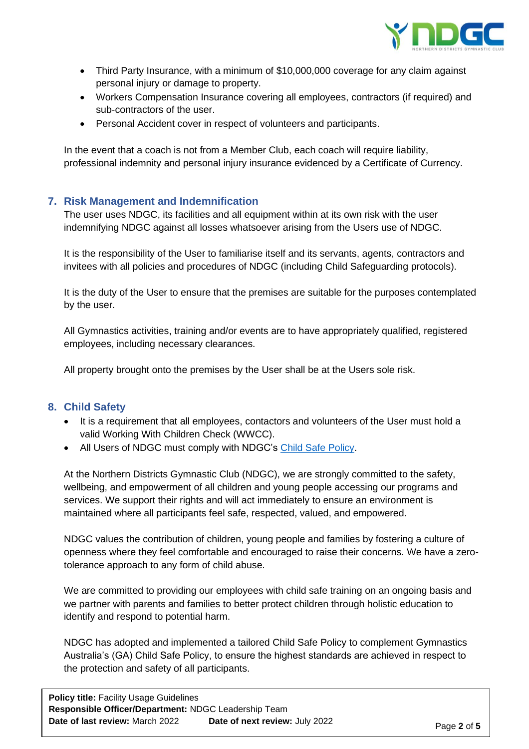- Third Party Insurance, with a minimum of $10,000,000 coverage for any claim against personal injury or damage to property.
- Workers Compensation Insurance covering all employees, contractors (if required) and sub-contractors of the user.
- Personal Accident cover in respect of volunteers and participants.

In the event that a coach is not from a Member Club, each coach will require liability, professional indemnity and personal injury insurance evidenced by a Certificate of Currency.

## 7. Risk Management and Indemnification

The user uses NDGC, its facilities and all equipment within at its own risk with the user indemnifying NDGC against all losses whatsoever arising from the Users use of NDGC.

It is the responsibility of the User to familiarise itself and its servants, agents, contractors and invitees with all policies and procedures of NDGC (including Child Safeguarding protocols).

It is the duty of the User to ensure that the premises are suitable for the purposes contemplated by the user.

All Gymnastics activities, training and/or events are to have appropriately qualified, registered employees, including necessary clearances.

All property brought onto the premises by the User shall be at the Users sole risk.

## 8. Child Safety

- It is a requirement that all employees, contactors and volunteers of the User must hold a valid Working With Children Check (WWCC).
- All Users of NDGC must comply with NDGC's Child Safe Policy.

At the Northern Districts Gymnastic Club (NDGC), we are strongly committed to the safety, wellbeing, and empowerment of all children and young people accessing our programs and services. We support their rights and will act immediately to ensure an environment is maintained where all participants feel safe, respected, valued, and empowered.

NDGC values the contribution of children, young people and families by fostering a culture of openness where they feel comfortable and encouraged to raise their concerns. We have a zero-tolerance approach to any form of child abuse.

We are committed to providing our employees with child safe training on an ongoing basis and we partner with parents and families to better protect children through holistic education to identify and respond to potential harm.

NDGC has adopted and implemented a tailored Child Safe Policy to complement Gymnastics Australia's (GA) Child Safe Policy, to ensure the highest standards are achieved in respect to the protection and safety of all participants.

**Policy title:** Facility Usage Guidelines
**Responsible Officer/Department:** NDGC Leadership Team
**Date of last review:** March 2022 **Date of next review:** July 2022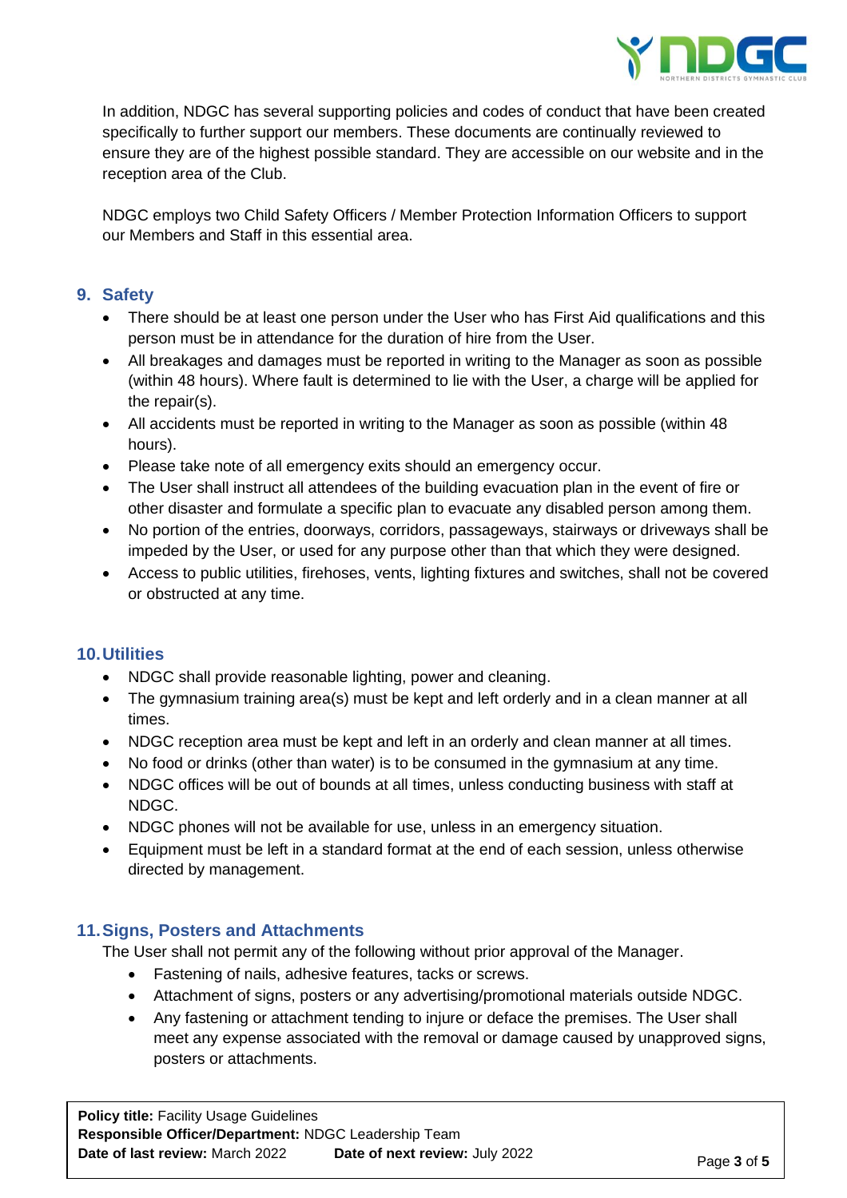In addition, NDGC has several supporting policies and codes of conduct that have been created specifically to further support our members. These documents are continually reviewed to ensure they are of the highest possible standard. They are accessible on our website and in the reception area of the Club.

NDGC employs two Child Safety Officers / Member Protection Information Officers to support our Members and Staff in this essential area.

## 9. Safety

- There should be at least one person under the User who has First Aid qualifications and this person must be in attendance for the duration of hire from the User.
- All breakages and damages must be reported in writing to the Manager as soon as possible (within 48 hours). Where fault is determined to lie with the User, a charge will be applied for the repair(s).
- All accidents must be reported in writing to the Manager as soon as possible (within 48 hours).
- Please take note of all emergency exits should an emergency occur.
- The User shall instruct all attendees of the building evacuation plan in the event of fire or other disaster and formulate a specific plan to evacuate any disabled person among them.
- No portion of the entries, doorways, corridors, passageways, stairways or driveways shall be impeded by the User, or used for any purpose other than that which they were designed.
- Access to public utilities, firehoses, vents, lighting fixtures and switches, shall not be covered or obstructed at any time.

## 10. Utilities

- NDGC shall provide reasonable lighting, power and cleaning.
- The gymnasium training area(s) must be kept and left orderly and in a clean manner at all times.
- NDGC reception area must be kept and left in an orderly and clean manner at all times.
- No food or drinks (other than water) is to be consumed in the gymnasium at any time.
- NDGC offices will be out of bounds at all times, unless conducting business with staff at NDGC.
- NDGC phones will not be available for use, unless in an emergency situation.
- Equipment must be left in a standard format at the end of each session, unless otherwise directed by management.

## 11. Signs, Posters and Attachments

The User shall not permit any of the following without prior approval of the Manager.

- Fastening of nails, adhesive features, tacks or screws.
- Attachment of signs, posters or any advertising/promotional materials outside NDGC.
- Any fastening or attachment tending to injure or deface the premises. The User shall meet any expense associated with the removal or damage caused by unapproved signs, posters or attachments.

**Policy title:** Facility Usage Guidelines
**Responsible Officer/Department:** NDGC Leadership Team
**Date of last review:** March 2022 **Date of next review:** July 2022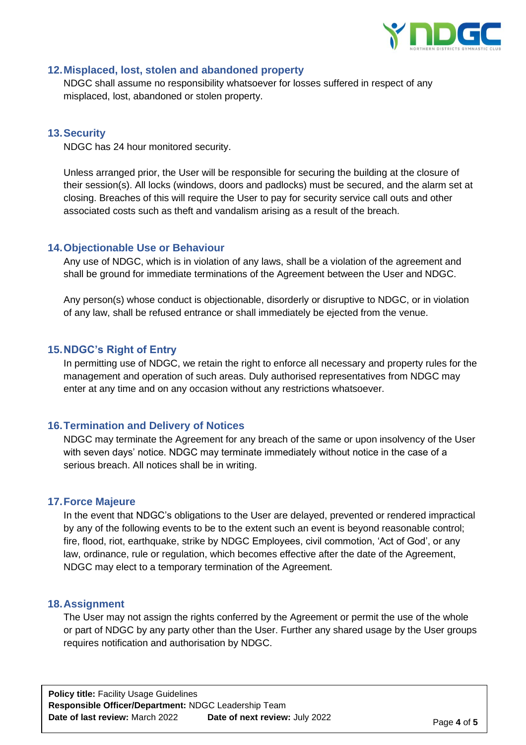## 12. Misplaced, lost, stolen and abandoned property

NDGC shall assume no responsibility whatsoever for losses suffered in respect of any misplaced, lost, abandoned or stolen property.

## 13. Security

NDGC has 24 hour monitored security.

Unless arranged prior, the User will be responsible for securing the building at the closure of their session(s). All locks (windows, doors and padlocks) must be secured, and the alarm set at closing. Breaches of this will require the User to pay for security service call outs and other associated costs such as theft and vandalism arising as a result of the breach.

## 14. Objectionable Use or Behaviour

Any use of NDGC, which is in violation of any laws, shall be a violation of the agreement and shall be ground for immediate terminations of the Agreement between the User and NDGC.

Any person(s) whose conduct is objectionable, disorderly or disruptive to NDGC, or in violation of any law, shall be refused entrance or shall immediately be ejected from the venue.

## 15. NDGC's Right of Entry

In permitting use of NDGC, we retain the right to enforce all necessary and property rules for the management and operation of such areas. Duly authorised representatives from NDGC may enter at any time and on any occasion without any restrictions whatsoever.

## 16. Termination and Delivery of Notices

NDGC may terminate the Agreement for any breach of the same or upon insolvency of the User with seven days' notice. NDGC may terminate immediately without notice in the case of a serious breach. All notices shall be in writing.

## 17. Force Majeure

In the event that NDGC's obligations to the User are delayed, prevented or rendered impractical by any of the following events to be to the extent such an event is beyond reasonable control; fire, flood, riot, earthquake, strike by NDGC Employees, civil commotion, 'Act of God', or any law, ordinance, rule or regulation, which becomes effective after the date of the Agreement, NDGC may elect to a temporary termination of the Agreement.

## 18. Assignment

The User may not assign the rights conferred by the Agreement or permit the use of the whole or part of NDGC by any party other than the User. Further any shared usage by the User groups requires notification and authorisation by NDGC.

**Policy title:** Facility Usage Guidelines
**Responsible Officer/Department:** NDGC Leadership Team
**Date of last review:** March 2022 **Date of next review:** July 2022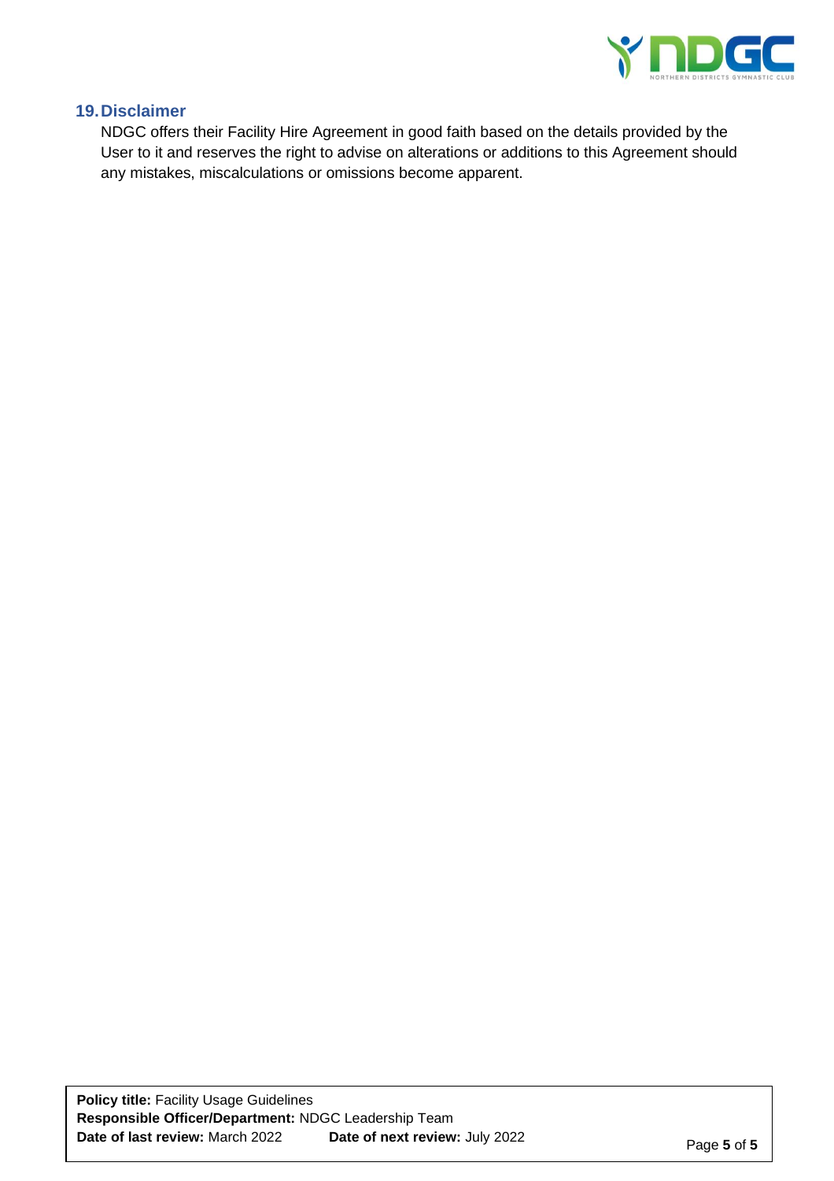## 19. Disclaimer

NDGC offers their Facility Hire Agreement in good faith based on the details provided by the User to it and reserves the right to advise on alterations or additions to this Agreement should any mistakes, miscalculations or omissions become apparent.